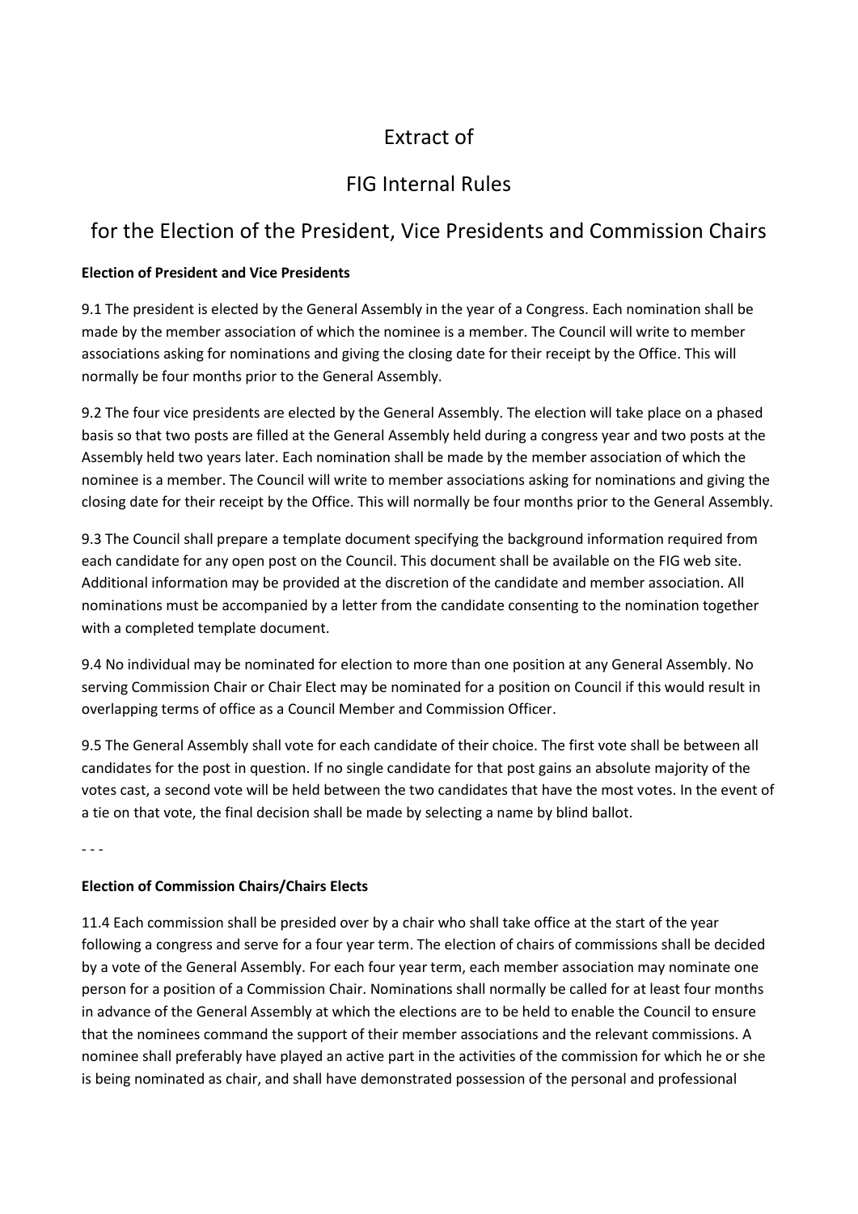# Extract of

# FIG Internal Rules

# for the Election of the President, Vice Presidents and Commission Chairs

**Election of President and Vice Presidents**

9.1 The president is elected by the General Assembly in the year of a Congress. Each nomination shall be made by the member association of which the nominee is a member. The Council will write to member associations asking for nominations and giving the closing date for their receipt by the Office. This will normally be four months prior to the General Assembly.

9.2 The four vice presidents are elected by the General Assembly. The election will take place on a phased basis so that two posts are filled at the General Assembly held during a congress year and two posts at the Assembly held two years later. Each nomination shall be made by the member association of which the nominee is a member. The Council will write to member associations asking for nominations and giving the closing date for their receipt by the Office. This will normally be four months prior to the General Assembly.

9.3 The Council shall prepare a template document specifying the background information required from each candidate for any open post on the Council. This document shall be available on the FIG web site. Additional information may be provided at the discretion of the candidate and member association. All nominations must be accompanied by a letter from the candidate consenting to the nomination together with a completed template document.

9.4 No individual may be nominated for election to more than one position at any General Assembly. No serving Commission Chair or Chair Elect may be nominated for a position on Council if this would result in overlapping terms of office as a Council Member and Commission Officer.

9.5 The General Assembly shall vote for each candidate of their choice. The first vote shall be between all candidates for the post in question. If no single candidate for that post gains an absolute majority of the votes cast, a second vote will be held between the two candidates that have the most votes. In the event of a tie on that vote, the final decision shall be made by selecting a name by blind ballot.

- - -

**Election of Commission Chairs/Chairs Elects**

11.4 Each commission shall be presided over by a chair who shall take office at the start of the year following a congress and serve for a four year term. The election of chairs of commissions shall be decided by a vote of the General Assembly. For each four year term, each member association may nominate one person for a position of a Commission Chair. Nominations shall normally be called for at least four months in advance of the General Assembly at which the elections are to be held to enable the Council to ensure that the nominees command the support of their member associations and the relevant commissions. A nominee shall preferably have played an active part in the activities of the commission for which he or she is being nominated as chair, and shall have demonstrated possession of the personal and professional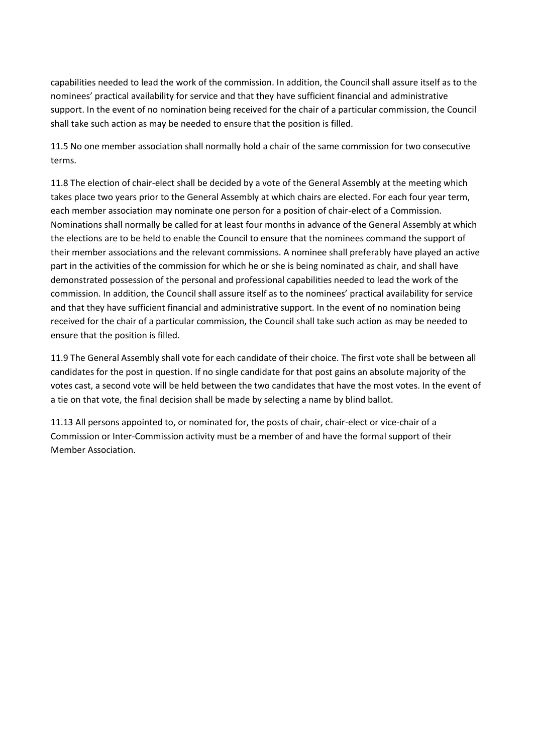capabilities needed to lead the work of the commission. In addition, the Council shall assure itself as to the nominees' practical availability for service and that they have sufficient financial and administrative support. In the event of no nomination being received for the chair of a particular commission, the Council shall take such action as may be needed to ensure that the position is filled.

11.5 No one member association shall normally hold a chair of the same commission for two consecutive terms.

11.8 The election of chair-elect shall be decided by a vote of the General Assembly at the meeting which takes place two years prior to the General Assembly at which chairs are elected. For each four year term, each member association may nominate one person for a position of chair-elect of a Commission. Nominations shall normally be called for at least four months in advance of the General Assembly at which the elections are to be held to enable the Council to ensure that the nominees command the support of their member associations and the relevant commissions. A nominee shall preferably have played an active part in the activities of the commission for which he or she is being nominated as chair, and shall have demonstrated possession of the personal and professional capabilities needed to lead the work of the commission. In addition, the Council shall assure itself as to the nominees' practical availability for service and that they have sufficient financial and administrative support. In the event of no nomination being received for the chair of a particular commission, the Council shall take such action as may be needed to ensure that the position is filled.

11.9 The General Assembly shall vote for each candidate of their choice. The first vote shall be between all candidates for the post in question. If no single candidate for that post gains an absolute majority of the votes cast, a second vote will be held between the two candidates that have the most votes. In the event of a tie on that vote, the final decision shall be made by selecting a name by blind ballot.

11.13 All persons appointed to, or nominated for, the posts of chair, chair-elect or vice-chair of a Commission or Inter-Commission activity must be a member of and have the formal support of their Member Association.